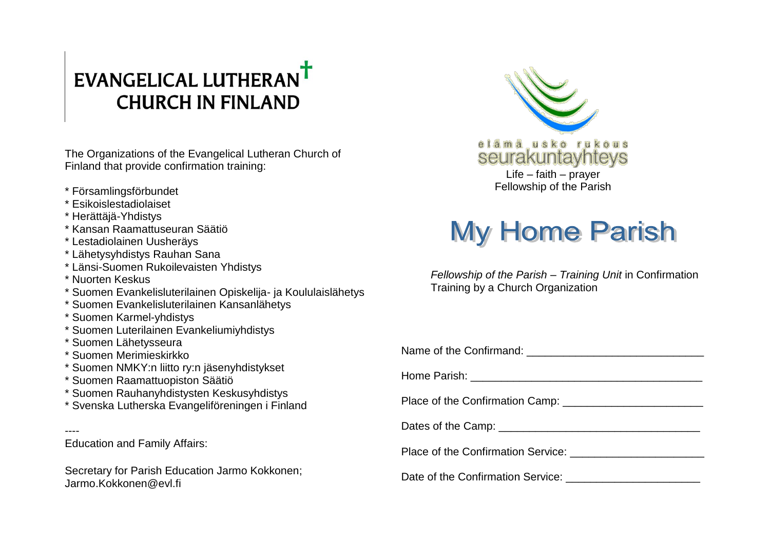# EVANGELICAL LUTHERAN CHURCH IN FINLAND

The Organizations of the Evangelical Lutheran Church of Finland that provide confirmation training:

* Församlingsförbundet
* Esikoislestadiolaiset
* Herättäjä-Yhdistys
* Kansan Raamattuseuran Säätiö
* Lestadiolainen Uusheräys
* Lähetysyhdistys Rauhan Sana
* Länsi-Suomen Rukoilevaisten Yhdistys
* Nuorten Keskus
* Suomen Evankelisluterilainen Opiskelija- ja Koululaislähetys
* Suomen Evankelisluterilainen Kansanlähetys
* Suomen Karmel-yhdistys
* Suomen Luterilainen Evankeliumiyhdistys
* Suomen Lähetysseura
* Suomen Merimieskirkko
* Suomen NMKY:n liitto ry:n jäsenyhdistykset
* Suomen Raamattuopiston Säätiö
* Suomen Rauhanyhdistysten Keskusyhdistys
* Svenska Lutherska Evangeliföreningen i Finland

----

Education and Family Affairs:

Secretary for Parish Education Jarmo Kokkonen; Jarmo.Kokkonen@evl.fi

elämä usko rukous
seurakuntayhteys

Life – faith – prayer
Fellowship of the Parish

# My Home Parish

*Fellowship of the Parish – Training Unit* in Confirmation Training by a Church Organization

Name of the Confirmand: ____________________________

Home Parish: _____________________________________

Place of the Confirmation Camp: ____________________

Dates of the Camp: ________________________________

Place of the Confirmation Service: ___________________

Date of the Confirmation Service: ____________________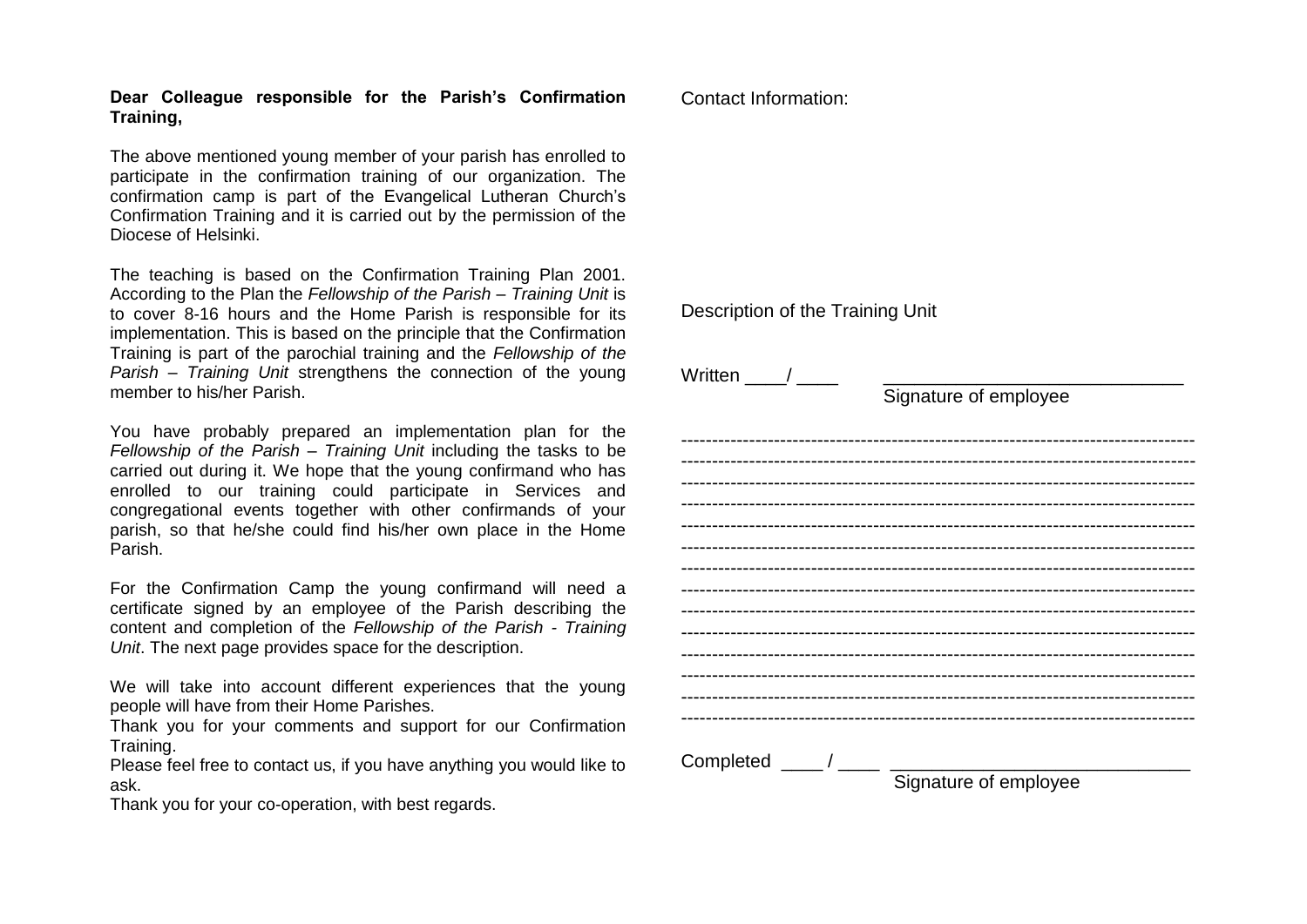**Dear Colleague responsible for the Parish's Confirmation Training,**

The above mentioned young member of your parish has enrolled to participate in the confirmation training of our organization. The confirmation camp is part of the Evangelical Lutheran Church's Confirmation Training and it is carried out by the permission of the Diocese of Helsinki.

The teaching is based on the Confirmation Training Plan 2001. According to the Plan the *Fellowship of the Parish – Training Unit* is to cover 8-16 hours and the Home Parish is responsible for its implementation. This is based on the principle that the Confirmation Training is part of the parochial training and the *Fellowship of the Parish – Training Unit* strengthens the connection of the young member to his/her Parish.

You have probably prepared an implementation plan for the *Fellowship of the Parish – Training Unit* including the tasks to be carried out during it. We hope that the young confirmand who has enrolled to our training could participate in Services and congregational events together with other confirmands of your parish, so that he/she could find his/her own place in the Home Parish.

For the Confirmation Camp the young confirmand will need a certificate signed by an employee of the Parish describing the content and completion of the *Fellowship of the Parish - Training Unit*. The next page provides space for the description.

We will take into account different experiences that the young people will have from their Home Parishes.

Thank you for your comments and support for our Confirmation Training.

Please feel free to contact us, if you have anything you would like to ask.

Thank you for your co-operation, with best regards.

Contact Information:

Description of the Training Unit

Written ____/ ____ ______________________________

Signature of employee

--------------------------------------------------------------------------------
--------------------------------------------------------------------------------
--------------------------------------------------------------------------------
--------------------------------------------------------------------------------
--------------------------------------------------------------------------------
--------------------------------------------------------------------------------
--------------------------------------------------------------------------------
--------------------------------------------------------------------------------
--------------------------------------------------------------------------------
--------------------------------------------------------------------------------
--------------------------------------------------------------------------------
--------------------------------------------------------------------------------
--------------------------------------------------------------------------------
--------------------------------------------------------------------------------

Completed ____ / ____ ______________________________

Signature of employee